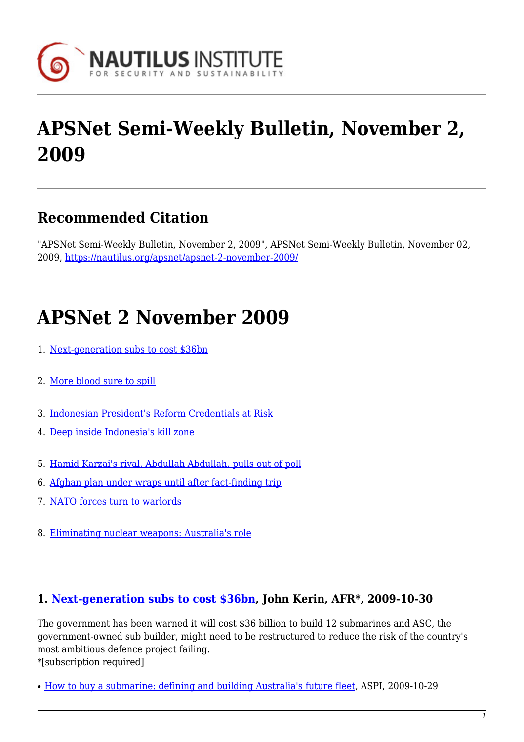# APSNet Semi-Weekly Bulletin, November 2, 2009

## Recommended Citation

"APSNet Semi-Weekly Bulletin, November 2, 2009", APSNet Semi-Weekly Bulletin, November 02, 2009, https://nautilus.org/apsnet/apsnet-2-november-2009/

# APSNet 2 November 2009

1. Next-generation subs to cost $36bn
2. More blood sure to spill
3. Indonesian President's Reform Credentials at Risk
4. Deep inside Indonesia's kill zone
5. Hamid Karzai's rival, Abdullah Abdullah, pulls out of poll
6. Afghan plan under wraps until after fact-finding trip
7. NATO forces turn to warlords
8. Eliminating nuclear weapons: Australia's role

### 1. Next-generation subs to cost $36bn, John Kerin, AFR*, 2009-10-30

The government has been warned it will cost $36 billion to build 12 submarines and ASC, the government-owned sub builder, might need to be restructured to reduce the risk of the country's most ambitious defence project failing.
*[subscription required]

- How to buy a submarine: defining and building Australia's future fleet, ASPI, 2009-10-29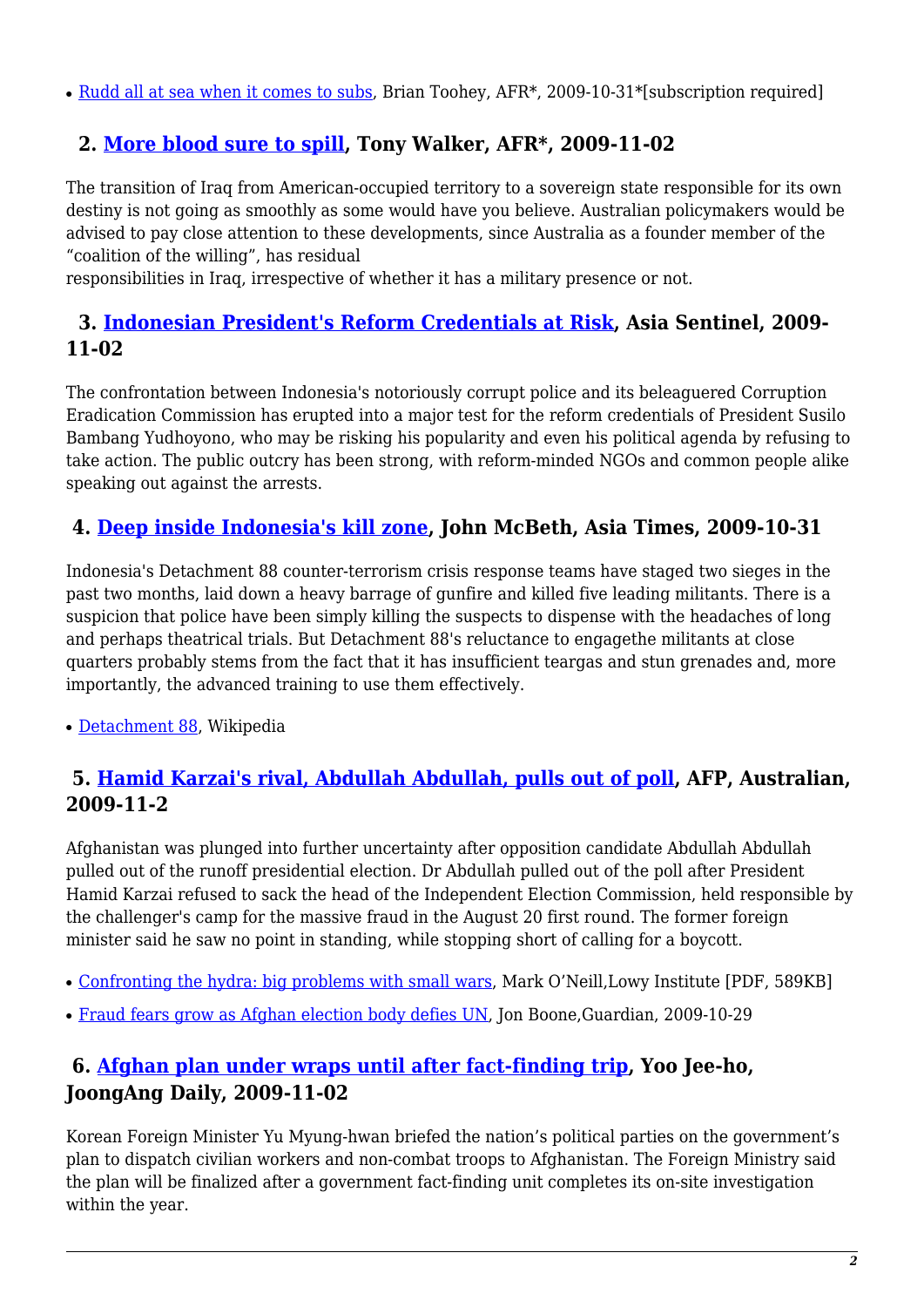- Rudd all at sea when it comes to subs, Brian Toohey, AFR*, 2009-10-31*[subscription required]

## 2. More blood sure to spill, Tony Walker, AFR*, 2009-11-02

The transition of Iraq from American-occupied territory to a sovereign state responsible for its own destiny is not going as smoothly as some would have you believe. Australian policymakers would be advised to pay close attention to these developments, since Australia as a founder member of the "coalition of the willing", has residual
responsibilities in Iraq, irrespective of whether it has a military presence or not.

## 3. Indonesian President's Reform Credentials at Risk, Asia Sentinel, 2009-11-02

The confrontation between Indonesia's notoriously corrupt police and its beleaguered Corruption Eradication Commission has erupted into a major test for the reform credentials of President Susilo Bambang Yudhoyono, who may be risking his popularity and even his political agenda by refusing to take action. The public outcry has been strong, with reform-minded NGOs and common people alike speaking out against the arrests.

## 4. Deep inside Indonesia's kill zone, John McBeth, Asia Times, 2009-10-31

Indonesia's Detachment 88 counter-terrorism crisis response teams have staged two sieges in the past two months, laid down a heavy barrage of gunfire and killed five leading militants. There is a suspicion that police have been simply killing the suspects to dispense with the headaches of long and perhaps theatrical trials. But Detachment 88's reluctance to engagethe militants at close quarters probably stems from the fact that it has insufficient teargas and stun grenades and, more importantly, the advanced training to use them effectively.

- Detachment 88, Wikipedia

## 5. Hamid Karzai's rival, Abdullah Abdullah, pulls out of poll, AFP, Australian, 2009-11-2

Afghanistan was plunged into further uncertainty after opposition candidate Abdullah Abdullah pulled out of the runoff presidential election. Dr Abdullah pulled out of the poll after President Hamid Karzai refused to sack the head of the Independent Election Commission, held responsible by the challenger's camp for the massive fraud in the August 20 first round. The former foreign minister said he saw no point in standing, while stopping short of calling for a boycott.

- Confronting the hydra: big problems with small wars, Mark O'Neill,Lowy Institute [PDF, 589KB]
- Fraud fears grow as Afghan election body defies UN, Jon Boone,Guardian, 2009-10-29

## 6. Afghan plan under wraps until after fact-finding trip, Yoo Jee-ho, JoongAng Daily, 2009-11-02

Korean Foreign Minister Yu Myung-hwan briefed the nation's political parties on the government's plan to dispatch civilian workers and non-combat troops to Afghanistan. The Foreign Ministry said the plan will be finalized after a government fact-finding unit completes its on-site investigation within the year.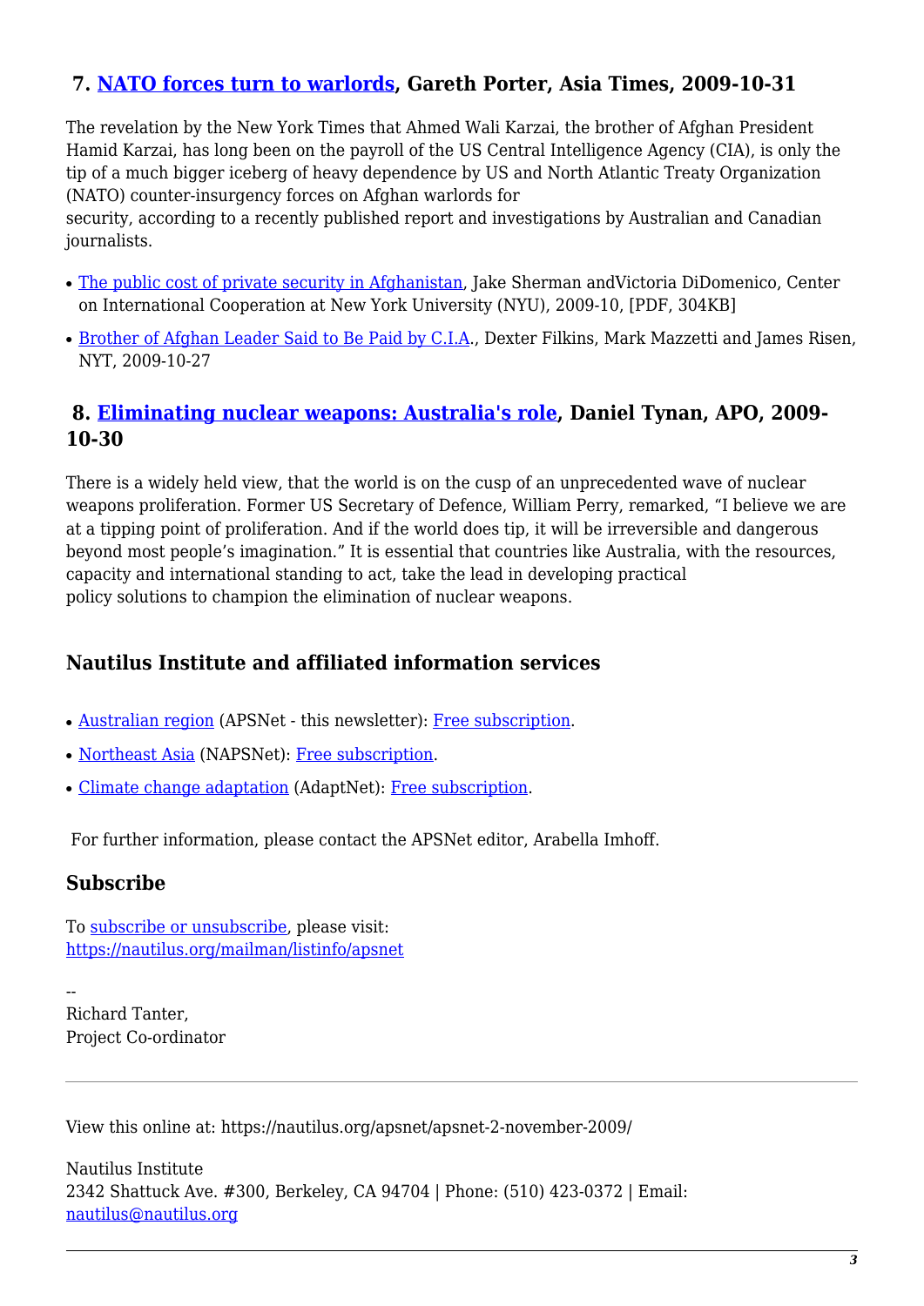### 7. NATO forces turn to warlords, Gareth Porter, Asia Times, 2009-10-31

The revelation by the New York Times that Ahmed Wali Karzai, the brother of Afghan President Hamid Karzai, has long been on the payroll of the US Central Intelligence Agency (CIA), is only the tip of a much bigger iceberg of heavy dependence by US and North Atlantic Treaty Organization (NATO) counter-insurgency forces on Afghan warlords for security, according to a recently published report and investigations by Australian and Canadian journalists.

- The public cost of private security in Afghanistan, Jake Sherman andVictoria DiDomenico, Center on International Cooperation at New York University (NYU), 2009-10, [PDF, 304KB]
- Brother of Afghan Leader Said to Be Paid by C.I.A., Dexter Filkins, Mark Mazzetti and James Risen, NYT, 2009-10-27

### 8. Eliminating nuclear weapons: Australia's role, Daniel Tynan, APO, 2009-10-30

There is a widely held view, that the world is on the cusp of an unprecedented wave of nuclear weapons proliferation. Former US Secretary of Defence, William Perry, remarked, "I believe we are at a tipping point of proliferation. And if the world does tip, it will be irreversible and dangerous beyond most people's imagination." It is essential that countries like Australia, with the resources, capacity and international standing to act, take the lead in developing practical policy solutions to champion the elimination of nuclear weapons.

### Nautilus Institute and affiliated information services

- Australian region (APSNet - this newsletter): Free subscription.
- Northeast Asia (NAPSNet): Free subscription.
- Climate change adaptation (AdaptNet): Free subscription.

For further information, please contact the APSNet editor, Arabella Imhoff.

### Subscribe

To subscribe or unsubscribe, please visit:
https://nautilus.org/mailman/listinfo/apsnet

--
Richard Tanter,
Project Co-ordinator

---

View this online at: https://nautilus.org/apsnet/apsnet-2-november-2009/

Nautilus Institute
2342 Shattuck Ave. #300, Berkeley, CA 94704 | Phone: (510) 423-0372 | Email: nautilus@nautilus.org